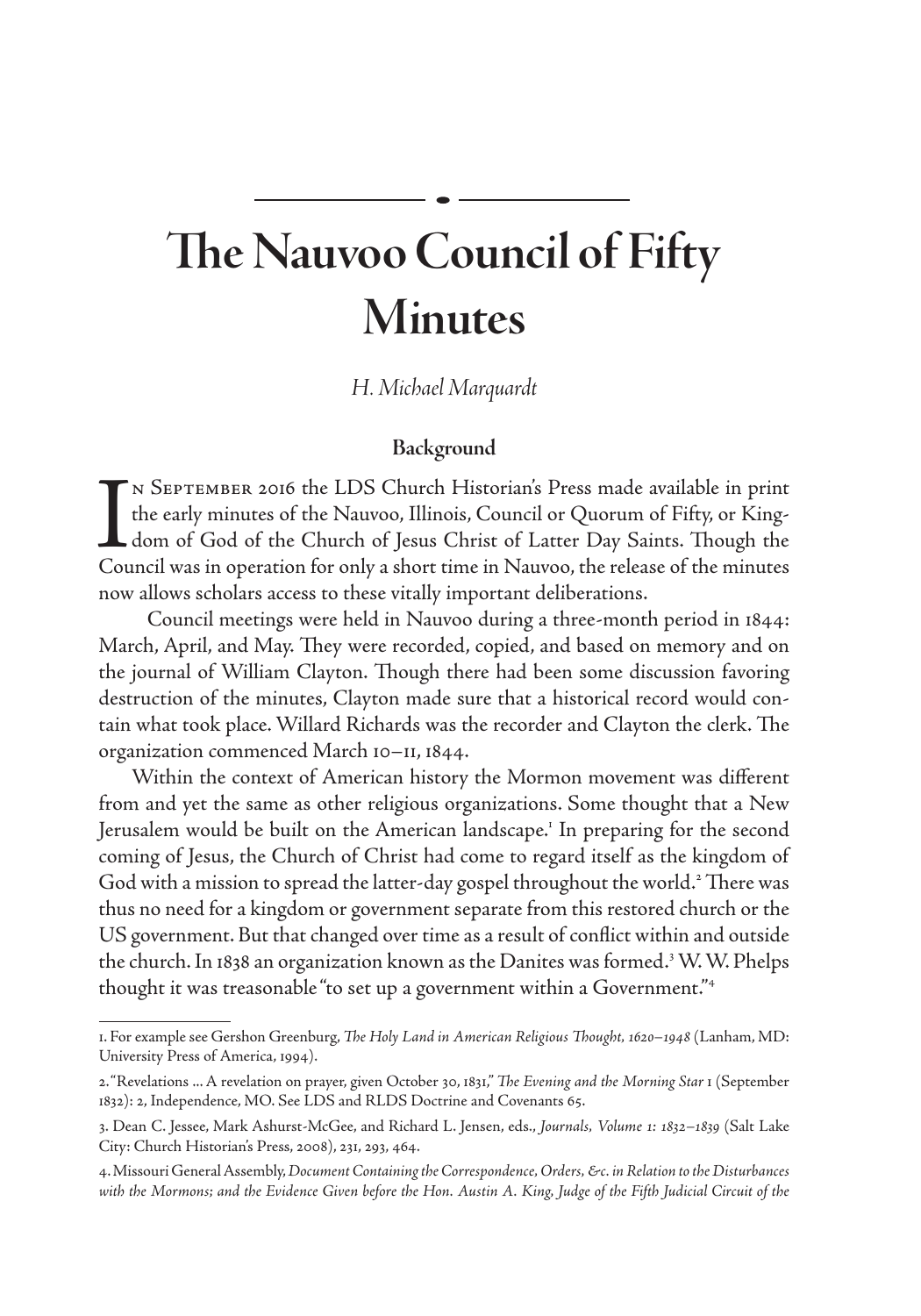# The Nauvoo Council of Fifty Minutes

*H. Michael Marquardt*

## Background

In September 2016 the LDS Church Historian's Press made available in print the early minutes of the Nauvoo, Illinois, Council or Quorum of Fifty, or Kingdom of God of the Church of Jesus Christ of Latter Day Saints. Though the Council was in operation for only a short time in Nauvoo, the release of the minutes now allows scholars access to these vitally important deliberations.

Council meetings were held in Nauvoo during a three-month period in 1844: March, April, and May. They were recorded, copied, and based on memory and on the journal of William Clayton. Though there had been some discussion favoring destruction of the minutes, Clayton made sure that a historical record would contain what took place. Willard Richards was the recorder and Clayton the clerk. The organization commenced March 10–11, 1844.

Within the context of American history the Mormon movement was different from and yet the same as other religious organizations. Some thought that a New Jerusalem would be built on the American landscape.[1] In preparing for the second coming of Jesus, the Church of Christ had come to regard itself as the kingdom of God with a mission to spread the latter-day gospel throughout the world.[2] There was thus no need for a kingdom or government separate from this restored church or the US government. But that changed over time as a result of conflict within and outside the church. In 1838 an organization known as the Danites was formed.[3] W. W. Phelps thought it was treasonable "to set up a government within a Government."[4]

---

1. For example see Gershon Greenburg, *The Holy Land in American Religious Thought, 1620–1948* (Lanham, MD: University Press of America, 1994).

2. "Revelations ... A revelation on prayer, given October 30, 1831," *The Evening and the Morning Star* 1 (September 1832): 2, Independence, MO. See LDS and RLDS Doctrine and Covenants 65.

3. Dean C. Jessee, Mark Ashurst-McGee, and Richard L. Jensen, eds., *Journals, Volume 1: 1832–1839* (Salt Lake City: Church Historian's Press, 2008), 231, 293, 464.

4. Missouri General Assembly, *Document Containing the Correspondence, Orders, &c. in Relation to the Disturbances with the Mormons; and the Evidence Given before the Hon. Austin A. King, Judge of the Fifth Judicial Circuit of the*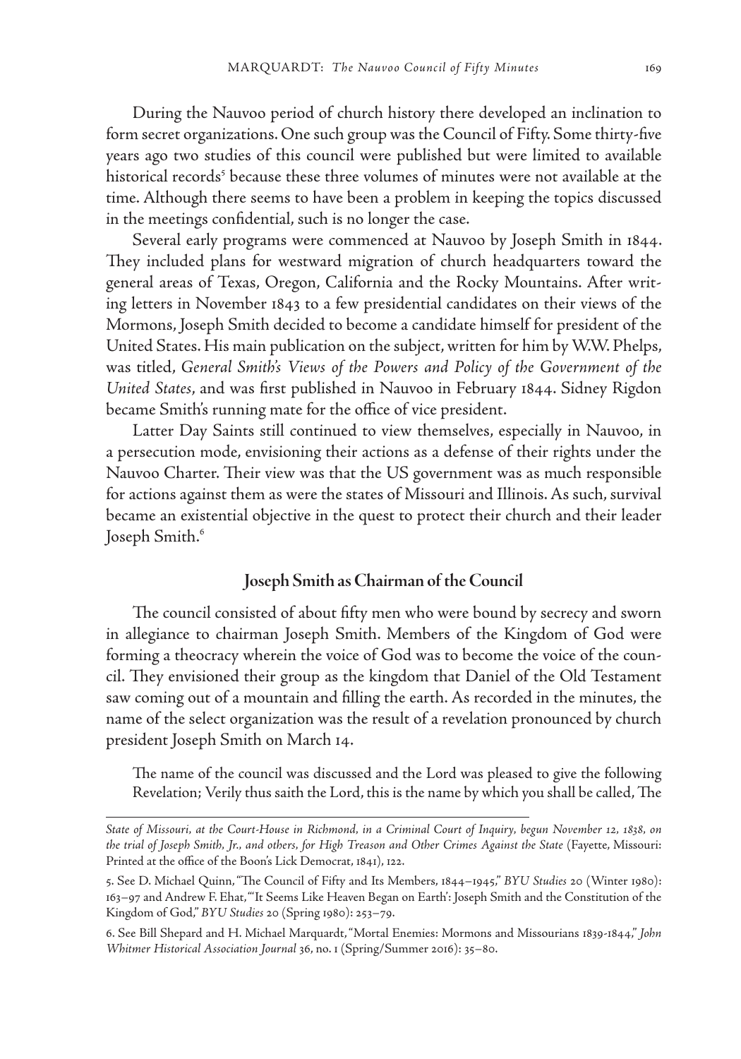During the Nauvoo period of church history there developed an inclination to form secret organizations. One such group was the Council of Fifty. Some thirty-five years ago two studies of this council were published but were limited to available historical records[5] because these three volumes of minutes were not available at the time. Although there seems to have been a problem in keeping the topics discussed in the meetings confidential, such is no longer the case.

Several early programs were commenced at Nauvoo by Joseph Smith in 1844. They included plans for westward migration of church headquarters toward the general areas of Texas, Oregon, California and the Rocky Mountains. After writing letters in November 1843 to a few presidential candidates on their views of the Mormons, Joseph Smith decided to become a candidate himself for president of the United States. His main publication on the subject, written for him by W.W. Phelps, was titled, *General Smith's Views of the Powers and Policy of the Government of the United States*, and was first published in Nauvoo in February 1844. Sidney Rigdon became Smith's running mate for the office of vice president.

Latter Day Saints still continued to view themselves, especially in Nauvoo, in a persecution mode, envisioning their actions as a defense of their rights under the Nauvoo Charter. Their view was that the US government was as much responsible for actions against them as were the states of Missouri and Illinois. As such, survival became an existential objective in the quest to protect their church and their leader Joseph Smith.[6]

## Joseph Smith as Chairman of the Council

The council consisted of about fifty men who were bound by secrecy and sworn in allegiance to chairman Joseph Smith. Members of the Kingdom of God were forming a theocracy wherein the voice of God was to become the voice of the council. They envisioned their group as the kingdom that Daniel of the Old Testament saw coming out of a mountain and filling the earth. As recorded in the minutes, the name of the select organization was the result of a revelation pronounced by church president Joseph Smith on March 14.

> The name of the council was discussed and the Lord was pleased to give the following Revelation; Verily thus saith the Lord, this is the name by which you shall be called, The

---

*State of Missouri, at the Court-House in Richmond, in a Criminal Court of Inquiry, begun November 12, 1838, on the trial of Joseph Smith, Jr., and others, for High Treason and Other Crimes Against the State* (Fayette, Missouri: Printed at the office of the Boon's Lick Democrat, 1841), 122.

5. See D. Michael Quinn, "The Council of Fifty and Its Members, 1844–1945," *BYU Studies* 20 (Winter 1980): 163–97 and Andrew F. Ehat, "'It Seems Like Heaven Began on Earth': Joseph Smith and the Constitution of the Kingdom of God," *BYU Studies* 20 (Spring 1980): 253–79.

6. See Bill Shepard and H. Michael Marquardt, "Mortal Enemies: Mormons and Missourians 1839-1844," *John Whitmer Historical Association Journal* 36, no. 1 (Spring/Summer 2016): 35–80.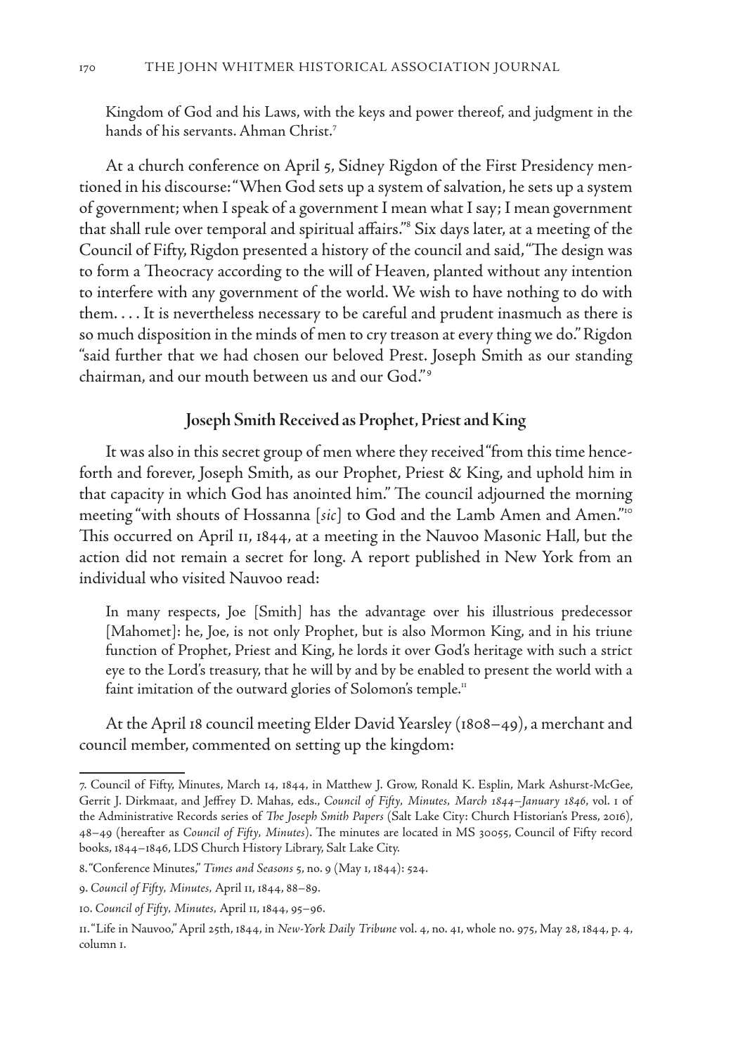Kingdom of God and his Laws, with the keys and power thereof, and judgment in the hands of his servants. Ahman Christ.[7]

At a church conference on April 5, Sidney Rigdon of the First Presidency mentioned in his discourse: "When God sets up a system of salvation, he sets up a system of government; when I speak of a government I mean what I say; I mean government that shall rule over temporal and spiritual affairs."[8] Six days later, at a meeting of the Council of Fifty, Rigdon presented a history of the council and said, "The design was to form a Theocracy according to the will of Heaven, planted without any intention to interfere with any government of the world. We wish to have nothing to do with them. . . . It is nevertheless necessary to be careful and prudent inasmuch as there is so much disposition in the minds of men to cry treason at every thing we do." Rigdon "said further that we had chosen our beloved Prest. Joseph Smith as our standing chairman, and our mouth between us and our God."[9]

## Joseph Smith Received as Prophet, Priest and King

It was also in this secret group of men where they received "from this time henceforth and forever, Joseph Smith, as our Prophet, Priest & King, and uphold him in that capacity in which God has anointed him." The council adjourned the morning meeting "with shouts of Hossanna [*sic*] to God and the Lamb Amen and Amen."[10] This occurred on April 11, 1844, at a meeting in the Nauvoo Masonic Hall, but the action did not remain a secret for long. A report published in New York from an individual who visited Nauvoo read:

> In many respects, Joe [Smith] has the advantage over his illustrious predecessor [Mahomet]: he, Joe, is not only Prophet, but is also Mormon King, and in his triune function of Prophet, Priest and King, he lords it over God's heritage with such a strict eye to the Lord's treasury, that he will by and by be enabled to present the world with a faint imitation of the outward glories of Solomon's temple.[11]

At the April 18 council meeting Elder David Yearsley (1808–49), a merchant and council member, commented on setting up the kingdom:

---

7. Council of Fifty, Minutes, March 14, 1844, in Matthew J. Grow, Ronald K. Esplin, Mark Ashurst-McGee, Gerrit J. Dirkmaat, and Jeffrey D. Mahas, eds., *Council of Fifty, Minutes, March 1844–January 1846*, vol. 1 of the Administrative Records series of *The Joseph Smith Papers* (Salt Lake City: Church Historian's Press, 2016), 48–49 (hereafter as *Council of Fifty, Minutes*). The minutes are located in MS 30055, Council of Fifty record books, 1844–1846, LDS Church History Library, Salt Lake City.

8. "Conference Minutes," *Times and Seasons* 5, no. 9 (May 1, 1844): 524.

9. *Council of Fifty, Minutes,* April 11, 1844, 88–89.

10. *Council of Fifty, Minutes,* April 11, 1844, 95–96.

11. "Life in Nauvoo," April 25th, 1844, in *New-York Daily Tribune* vol. 4, no. 41, whole no. 975, May 28, 1844, p. 4, column 1.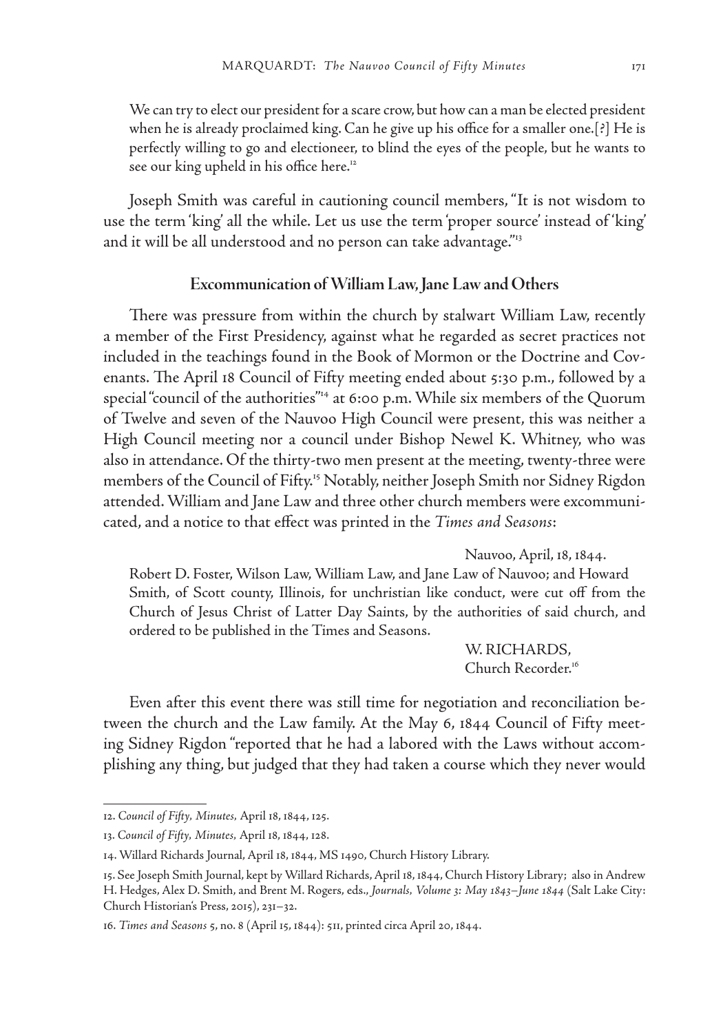We can try to elect our president for a scare crow, but how can a man be elected president when he is already proclaimed king. Can he give up his office for a smaller one.[?] He is perfectly willing to go and electioneer, to blind the eyes of the people, but he wants to see our king upheld in his office here.[12]

Joseph Smith was careful in cautioning council members, "It is not wisdom to use the term 'king' all the while. Let us use the term 'proper source' instead of 'king' and it will be all understood and no person can take advantage."[13]

## Excommunication of William Law, Jane Law and Others

There was pressure from within the church by stalwart William Law, recently a member of the First Presidency, against what he regarded as secret practices not included in the teachings found in the Book of Mormon or the Doctrine and Covenants. The April 18 Council of Fifty meeting ended about 5:30 p.m., followed by a special "council of the authorities"[14] at 6:00 p.m. While six members of the Quorum of Twelve and seven of the Nauvoo High Council were present, this was neither a High Council meeting nor a council under Bishop Newel K. Whitney, who was also in attendance. Of the thirty-two men present at the meeting, twenty-three were members of the Council of Fifty.[15] Notably, neither Joseph Smith nor Sidney Rigdon attended. William and Jane Law and three other church members were excommunicated, and a notice to that effect was printed in the *Times and Seasons*:

> Nauvoo, April, 18, 1844.
>
> Robert D. Foster, Wilson Law, William Law, and Jane Law of Nauvoo; and Howard Smith, of Scott county, Illinois, for unchristian like conduct, were cut off from the Church of Jesus Christ of Latter Day Saints, by the authorities of said church, and ordered to be published in the Times and Seasons.
>
> W. RICHARDS,
> Church Recorder.[16]

Even after this event there was still time for negotiation and reconciliation between the church and the Law family. At the May 6, 1844 Council of Fifty meeting Sidney Rigdon "reported that he had a labored with the Laws without accomplishing any thing, but judged that they had taken a course which they never would

---

12. *Council of Fifty, Minutes,* April 18, 1844, 125.

13. *Council of Fifty, Minutes,* April 18, 1844, 128.

14. Willard Richards Journal, April 18, 1844, MS 1490, Church History Library.

15. See Joseph Smith Journal, kept by Willard Richards, April 18, 1844, Church History Library; also in Andrew H. Hedges, Alex D. Smith, and Brent M. Rogers, eds., *Journals, Volume 3: May 1843–June 1844* (Salt Lake City: Church Historian's Press, 2015), 231–32.

16. *Times and Seasons* 5, no. 8 (April 15, 1844): 511, printed circa April 20, 1844.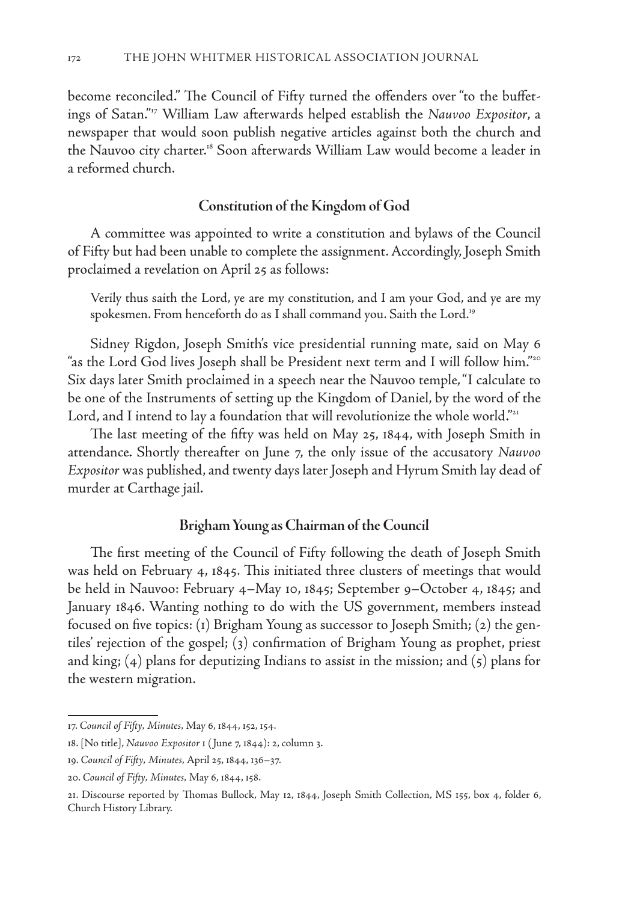become reconciled." The Council of Fifty turned the offenders over "to the buffetings of Satan."[17] William Law afterwards helped establish the *Nauvoo Expositor*, a newspaper that would soon publish negative articles against both the church and the Nauvoo city charter.[18] Soon afterwards William Law would become a leader in a reformed church.

## Constitution of the Kingdom of God

A committee was appointed to write a constitution and bylaws of the Council of Fifty but had been unable to complete the assignment. Accordingly, Joseph Smith proclaimed a revelation on April 25 as follows:

> Verily thus saith the Lord, ye are my constitution, and I am your God, and ye are my spokesmen. From henceforth do as I shall command you. Saith the Lord.[19]

Sidney Rigdon, Joseph Smith's vice presidential running mate, said on May 6 "as the Lord God lives Joseph shall be President next term and I will follow him."[20] Six days later Smith proclaimed in a speech near the Nauvoo temple, "I calculate to be one of the Instruments of setting up the Kingdom of Daniel, by the word of the Lord, and I intend to lay a foundation that will revolutionize the whole world."[21]

The last meeting of the fifty was held on May 25, 1844, with Joseph Smith in attendance. Shortly thereafter on June 7, the only issue of the accusatory *Nauvoo Expositor* was published, and twenty days later Joseph and Hyrum Smith lay dead of murder at Carthage jail.

## Brigham Young as Chairman of the Council

The first meeting of the Council of Fifty following the death of Joseph Smith was held on February 4, 1845. This initiated three clusters of meetings that would be held in Nauvoo: February 4–May 10, 1845; September 9–October 4, 1845; and January 1846. Wanting nothing to do with the US government, members instead focused on five topics: (1) Brigham Young as successor to Joseph Smith; (2) the gentiles' rejection of the gospel; (3) confirmation of Brigham Young as prophet, priest and king; (4) plans for deputizing Indians to assist in the mission; and (5) plans for the western migration.

---

17. *Council of Fifty, Minutes,* May 6, 1844, 152, 154.

18. [No title], *Nauvoo Expositor* 1 (June 7, 1844): 2, column 3.

19. *Council of Fifty, Minutes,* April 25, 1844, 136–37.

20. *Council of Fifty, Minutes,* May 6, 1844, 158.

21. Discourse reported by Thomas Bullock, May 12, 1844, Joseph Smith Collection, MS 155, box 4, folder 6, Church History Library.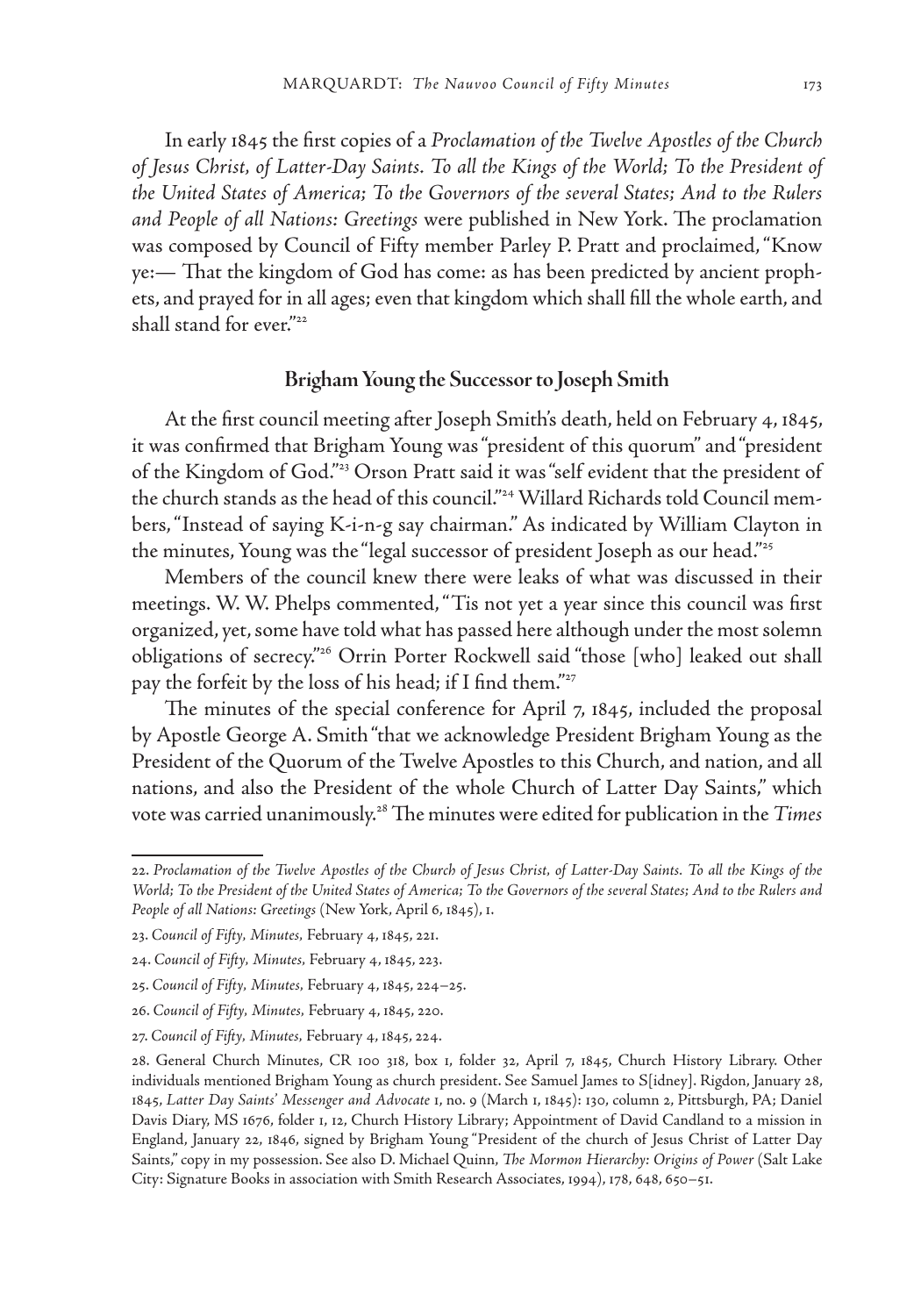In early 1845 the first copies of a *Proclamation of the Twelve Apostles of the Church of Jesus Christ, of Latter-Day Saints. To all the Kings of the World; To the President of the United States of America; To the Governors of the several States; And to the Rulers and People of all Nations: Greetings* were published in New York. The proclamation was composed by Council of Fifty member Parley P. Pratt and proclaimed, "Know ye:— That the kingdom of God has come: as has been predicted by ancient prophets, and prayed for in all ages; even that kingdom which shall fill the whole earth, and shall stand for ever."[22]

## Brigham Young the Successor to Joseph Smith

At the first council meeting after Joseph Smith's death, held on February 4, 1845, it was confirmed that Brigham Young was "president of this quorum" and "president of the Kingdom of God."[23] Orson Pratt said it was "self evident that the president of the church stands as the head of this council."[24] Willard Richards told Council members, "Instead of saying K-i-n-g say chairman." As indicated by William Clayton in the minutes, Young was the "legal successor of president Joseph as our head."[25]

Members of the council knew there were leaks of what was discussed in their meetings. W. W. Phelps commented, "Tis not yet a year since this council was first organized, yet, some have told what has passed here although under the most solemn obligations of secrecy."[26] Orrin Porter Rockwell said "those [who] leaked out shall pay the forfeit by the loss of his head; if I find them."[27]

The minutes of the special conference for April 7, 1845, included the proposal by Apostle George A. Smith "that we acknowledge President Brigham Young as the President of the Quorum of the Twelve Apostles to this Church, and nation, and all nations, and also the President of the whole Church of Latter Day Saints," which vote was carried unanimously.[28] The minutes were edited for publication in the *Times*

---

22. *Proclamation of the Twelve Apostles of the Church of Jesus Christ, of Latter-Day Saints. To all the Kings of the World; To the President of the United States of America; To the Governors of the several States; And to the Rulers and People of all Nations: Greetings* (New York, April 6, 1845), 1.

23. *Council of Fifty, Minutes,* February 4, 1845, 221.

24. *Council of Fifty, Minutes,* February 4, 1845, 223.

25. *Council of Fifty, Minutes,* February 4, 1845, 224–25.

26. *Council of Fifty, Minutes,* February 4, 1845, 220.

27. *Council of Fifty, Minutes,* February 4, 1845, 224.

28. General Church Minutes, CR 100 318, box 1, folder 32, April 7, 1845, Church History Library. Other individuals mentioned Brigham Young as church president. See Samuel James to S[idney]. Rigdon, January 28, 1845, *Latter Day Saints' Messenger and Advocate* 1, no. 9 (March 1, 1845): 130, column 2, Pittsburgh, PA; Daniel Davis Diary, MS 1676, folder 1, 12, Church History Library; Appointment of David Candland to a mission in England, January 22, 1846, signed by Brigham Young "President of the church of Jesus Christ of Latter Day Saints," copy in my possession. See also D. Michael Quinn, *The Mormon Hierarchy: Origins of Power* (Salt Lake City: Signature Books in association with Smith Research Associates, 1994), 178, 648, 650–51.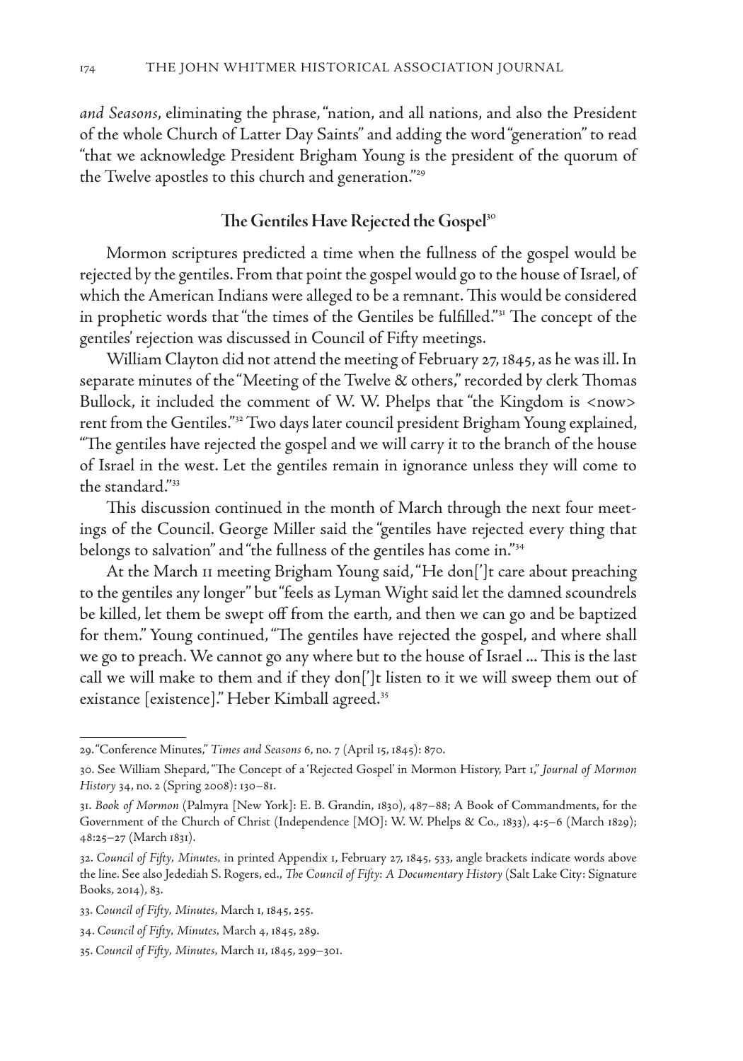*and Seasons*, eliminating the phrase, "nation, and all nations, and also the President of the whole Church of Latter Day Saints" and adding the word "generation" to read "that we acknowledge President Brigham Young is the president of the quorum of the Twelve apostles to this church and generation."[29]

## The Gentiles Have Rejected the Gospel[30]

Mormon scriptures predicted a time when the fullness of the gospel would be rejected by the gentiles. From that point the gospel would go to the house of Israel, of which the American Indians were alleged to be a remnant. This would be considered in prophetic words that "the times of the Gentiles be fulfilled."[31] The concept of the gentiles' rejection was discussed in Council of Fifty meetings.

William Clayton did not attend the meeting of February 27, 1845, as he was ill. In separate minutes of the "Meeting of the Twelve & others," recorded by clerk Thomas Bullock, it included the comment of W. W. Phelps that "the Kingdom is <now> rent from the Gentiles."[32] Two days later council president Brigham Young explained, "The gentiles have rejected the gospel and we will carry it to the branch of the house of Israel in the west. Let the gentiles remain in ignorance unless they will come to the standard."[33]

This discussion continued in the month of March through the next four meetings of the Council. George Miller said the "gentiles have rejected every thing that belongs to salvation" and "the fullness of the gentiles has come in."[34]

At the March 11 meeting Brigham Young said, "He don[']t care about preaching to the gentiles any longer" but "feels as Lyman Wight said let the damned scoundrels be killed, let them be swept off from the earth, and then we can go and be baptized for them." Young continued, "The gentiles have rejected the gospel, and where shall we go to preach. We cannot go any where but to the house of Israel ... This is the last call we will make to them and if they don[']t listen to it we will sweep them out of existance [existence]." Heber Kimball agreed.[35]

---

29. "Conference Minutes," *Times and Seasons* 6, no. 7 (April 15, 1845): 870.

30. See William Shepard, "The Concept of a 'Rejected Gospel' in Mormon History, Part 1," *Journal of Mormon History* 34, no. 2 (Spring 2008): 130–81.

31. *Book of Mormon* (Palmyra [New York]: E. B. Grandin, 1830), 487–88; A Book of Commandments, for the Government of the Church of Christ (Independence [MO]: W. W. Phelps & Co., 1833), 4:5–6 (March 1829); 48:25–27 (March 1831).

32. *Council of Fifty, Minutes*, in printed Appendix 1, February 27, 1845, 533, angle brackets indicate words above the line. See also Jedediah S. Rogers, ed., *The Council of Fifty: A Documentary History* (Salt Lake City: Signature Books, 2014), 83.

33. *Council of Fifty, Minutes,* March 1, 1845, 255.

34. *Council of Fifty, Minutes,* March 4, 1845, 289.

35. *Council of Fifty, Minutes,* March 11, 1845, 299–301.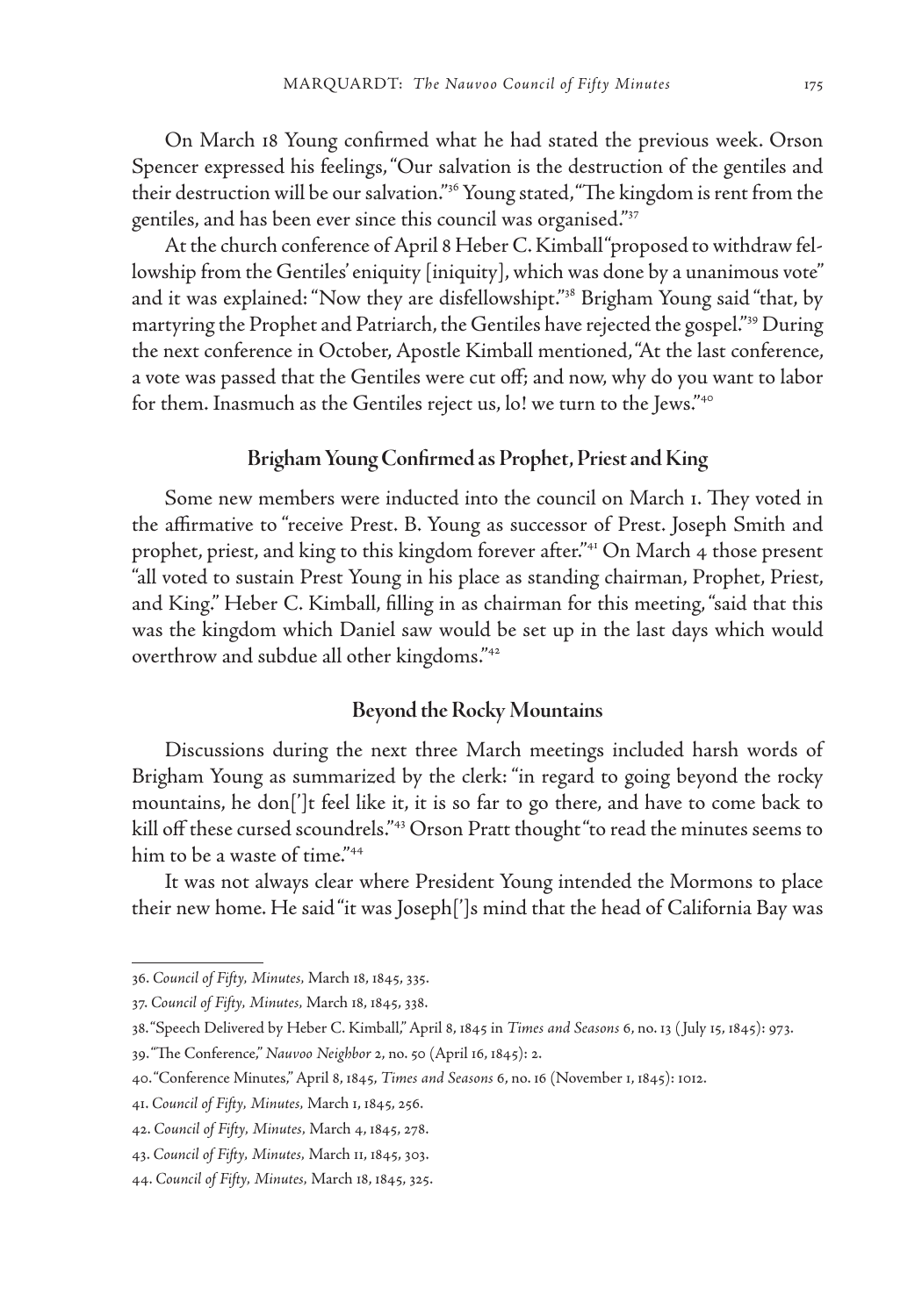On March 18 Young confirmed what he had stated the previous week. Orson Spencer expressed his feelings, "Our salvation is the destruction of the gentiles and their destruction will be our salvation."[36] Young stated, "The kingdom is rent from the gentiles, and has been ever since this council was organised."[37]

At the church conference of April 8 Heber C. Kimball "proposed to withdraw fellowship from the Gentiles' eniquity [iniquity], which was done by a unanimous vote" and it was explained: "Now they are disfellowshipt."[38] Brigham Young said "that, by martyring the Prophet and Patriarch, the Gentiles have rejected the gospel."[39] During the next conference in October, Apostle Kimball mentioned, "At the last conference, a vote was passed that the Gentiles were cut off; and now, why do you want to labor for them. Inasmuch as the Gentiles reject us, lo! we turn to the Jews."[40]

## Brigham Young Confirmed as Prophet, Priest and King

Some new members were inducted into the council on March 1. They voted in the affirmative to "receive Prest. B. Young as successor of Prest. Joseph Smith and prophet, priest, and king to this kingdom forever after."[41] On March 4 those present "all voted to sustain Prest Young in his place as standing chairman, Prophet, Priest, and King." Heber C. Kimball, filling in as chairman for this meeting, "said that this was the kingdom which Daniel saw would be set up in the last days which would overthrow and subdue all other kingdoms."[42]

## Beyond the Rocky Mountains

Discussions during the next three March meetings included harsh words of Brigham Young as summarized by the clerk: "in regard to going beyond the rocky mountains, he don[']t feel like it, it is so far to go there, and have to come back to kill off these cursed scoundrels."[43] Orson Pratt thought "to read the minutes seems to him to be a waste of time."[44]

It was not always clear where President Young intended the Mormons to place their new home. He said "it was Joseph[']s mind that the head of California Bay was

---

36. *Council of Fifty, Minutes,* March 18, 1845, 335.

37. *Council of Fifty, Minutes,* March 18, 1845, 338.

38. "Speech Delivered by Heber C. Kimball," April 8, 1845 in *Times and Seasons* 6, no. 13 (July 15, 1845): 973.

39. "The Conference," *Nauvoo Neighbor* 2, no. 50 (April 16, 1845): 2.

40. "Conference Minutes," April 8, 1845, *Times and Seasons* 6, no. 16 (November 1, 1845): 1012.

41. *Council of Fifty, Minutes,* March 1, 1845, 256.

42. *Council of Fifty, Minutes,* March 4, 1845, 278.

43. *Council of Fifty, Minutes,* March 11, 1845, 303.

44. *Council of Fifty, Minutes,* March 18, 1845, 325.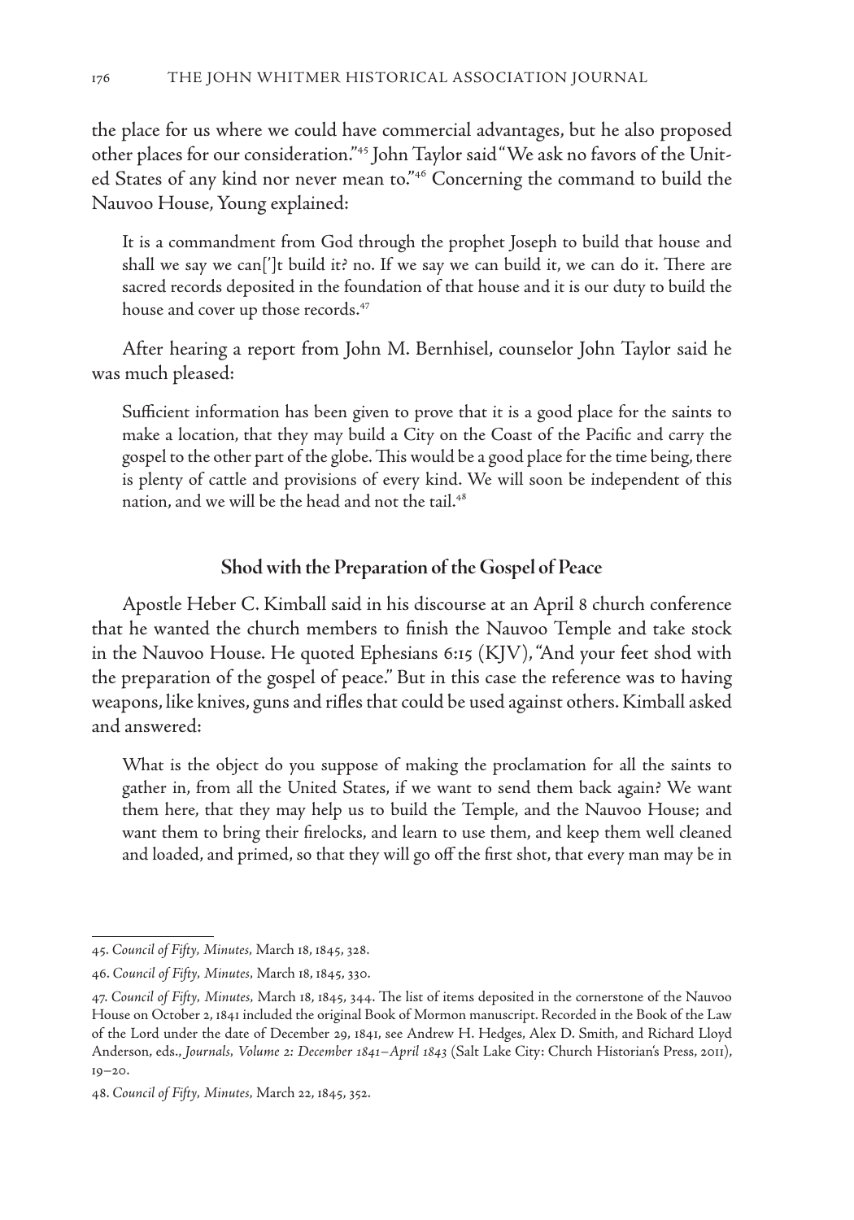the place for us where we could have commercial advantages, but he also proposed other places for our consideration."[45] John Taylor said "We ask no favors of the United States of any kind nor never mean to."[46] Concerning the command to build the Nauvoo House, Young explained:

> It is a commandment from God through the prophet Joseph to build that house and shall we say we can[']t build it? no. If we say we can build it, we can do it. There are sacred records deposited in the foundation of that house and it is our duty to build the house and cover up those records.[47]

After hearing a report from John M. Bernhisel, counselor John Taylor said he was much pleased:

> Sufficient information has been given to prove that it is a good place for the saints to make a location, that they may build a City on the Coast of the Pacific and carry the gospel to the other part of the globe. This would be a good place for the time being, there is plenty of cattle and provisions of every kind. We will soon be independent of this nation, and we will be the head and not the tail.[48]

## Shod with the Preparation of the Gospel of Peace

Apostle Heber C. Kimball said in his discourse at an April 8 church conference that he wanted the church members to finish the Nauvoo Temple and take stock in the Nauvoo House. He quoted Ephesians 6:15 (KJV), "And your feet shod with the preparation of the gospel of peace." But in this case the reference was to having weapons, like knives, guns and rifles that could be used against others. Kimball asked and answered:

> What is the object do you suppose of making the proclamation for all the saints to gather in, from all the United States, if we want to send them back again? We want them here, that they may help us to build the Temple, and the Nauvoo House; and want them to bring their firelocks, and learn to use them, and keep them well cleaned and loaded, and primed, so that they will go off the first shot, that every man may be in

---

45. *Council of Fifty, Minutes,* March 18, 1845, 328.

46. *Council of Fifty, Minutes,* March 18, 1845, 330.

47. *Council of Fifty, Minutes,* March 18, 1845, 344. The list of items deposited in the cornerstone of the Nauvoo House on October 2, 1841 included the original Book of Mormon manuscript. Recorded in the Book of the Law of the Lord under the date of December 29, 1841, see Andrew H. Hedges, Alex D. Smith, and Richard Lloyd Anderson, eds., *Journals, Volume 2: December 1841–April 1843* (Salt Lake City: Church Historian's Press, 2011), 19–20.

48. *Council of Fifty, Minutes,* March 22, 1845, 352.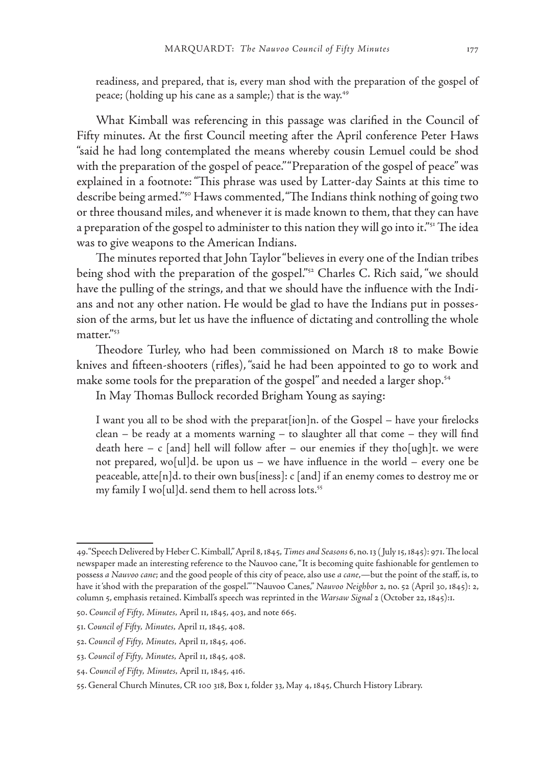> readiness, and prepared, that is, every man shod with the preparation of the gospel of peace; (holding up his cane as a sample;) that is the way.[49]

What Kimball was referencing in this passage was clarified in the Council of Fifty minutes. At the first Council meeting after the April conference Peter Haws "said he had long contemplated the means whereby cousin Lemuel could be shod with the preparation of the gospel of peace." "Preparation of the gospel of peace" was explained in a footnote: "This phrase was used by Latter-day Saints at this time to describe being armed."[50] Haws commented, "The Indians think nothing of going two or three thousand miles, and whenever it is made known to them, that they can have a preparation of the gospel to administer to this nation they will go into it."[51] The idea was to give weapons to the American Indians.

The minutes reported that John Taylor "believes in every one of the Indian tribes being shod with the preparation of the gospel."[52] Charles C. Rich said, "we should have the pulling of the strings, and that we should have the influence with the Indians and not any other nation. He would be glad to have the Indians put in possession of the arms, but let us have the influence of dictating and controlling the whole matter."[53]

Theodore Turley, who had been commissioned on March 18 to make Bowie knives and fifteen-shooters (rifles), "said he had been appointed to go to work and make some tools for the preparation of the gospel" and needed a larger shop.[54]

In May Thomas Bullock recorded Brigham Young as saying:

> I want you all to be shod with the preparat[ion]n. of the Gospel – have your firelocks clean – be ready at a moments warning – to slaughter all that come – they will find death here – c [and] hell will follow after – our enemies if they tho[ugh]t. we were not prepared, wo[ul]d. be upon us – we have influence in the world – every one be peaceable, atte[n]d. to their own bus[iness]: c [and] if an enemy comes to destroy me or my family I wo[ul]d. send them to hell across lots.[55]

---

49. "Speech Delivered by Heber C. Kimball," April 8, 1845, *Times and Seasons* 6, no. 13 (July 15, 1845): 971. The local newspaper made an interesting reference to the Nauvoo cane, "It is becoming quite fashionable for gentlemen to possess *a Nauvoo cane*; and the good people of this city of peace, also use *a cane*,—but the point of the staff, is, to have it 'shod with the preparation of the gospel.'" "Nauvoo Canes," *Nauvoo Neighbor* 2, no. 52 (April 30, 1845): 2, column 5, emphasis retained. Kimball's speech was reprinted in the *Warsaw Signal* 2 (October 22, 1845):1.

50. *Council of Fifty, Minutes,* April 11, 1845, 403, and note 665.

51. *Council of Fifty, Minutes,* April 11, 1845, 408.

52. *Council of Fifty, Minutes,* April 11, 1845, 406.

53. *Council of Fifty, Minutes,* April 11, 1845, 408.

54. *Council of Fifty, Minutes,* April 11, 1845, 416.

55. General Church Minutes, CR 100 318, Box 1, folder 33, May 4, 1845, Church History Library.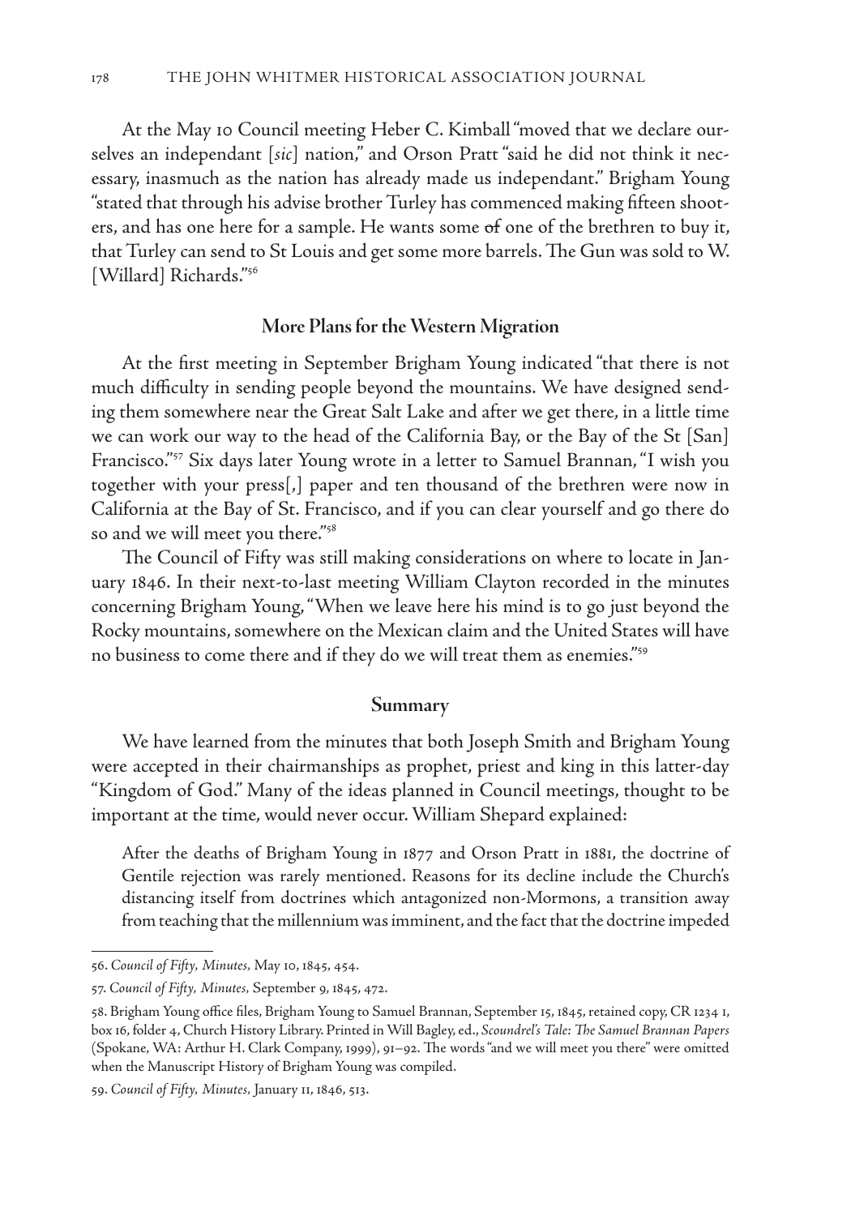At the May 10 Council meeting Heber C. Kimball "moved that we declare ourselves an independant [*sic*] nation," and Orson Pratt "said he did not think it necessary, inasmuch as the nation has already made us independant." Brigham Young "stated that through his advise brother Turley has commenced making fifteen shooters, and has one here for a sample. He wants some ~~of~~ one of the brethren to buy it, that Turley can send to St Louis and get some more barrels. The Gun was sold to W. [Willard] Richards."[56]

## More Plans for the Western Migration

At the first meeting in September Brigham Young indicated "that there is not much difficulty in sending people beyond the mountains. We have designed sending them somewhere near the Great Salt Lake and after we get there, in a little time we can work our way to the head of the California Bay, or the Bay of the St [San] Francisco."[57] Six days later Young wrote in a letter to Samuel Brannan, "I wish you together with your press[,] paper and ten thousand of the brethren were now in California at the Bay of St. Francisco, and if you can clear yourself and go there do so and we will meet you there."[58]

The Council of Fifty was still making considerations on where to locate in January 1846. In their next-to-last meeting William Clayton recorded in the minutes concerning Brigham Young, "When we leave here his mind is to go just beyond the Rocky mountains, somewhere on the Mexican claim and the United States will have no business to come there and if they do we will treat them as enemies."[59]

## Summary

We have learned from the minutes that both Joseph Smith and Brigham Young were accepted in their chairmanships as prophet, priest and king in this latter-day "Kingdom of God." Many of the ideas planned in Council meetings, thought to be important at the time, would never occur. William Shepard explained:

> After the deaths of Brigham Young in 1877 and Orson Pratt in 1881, the doctrine of Gentile rejection was rarely mentioned. Reasons for its decline include the Church's distancing itself from doctrines which antagonized non-Mormons, a transition away from teaching that the millennium was imminent, and the fact that the doctrine impeded

---

56. *Council of Fifty, Minutes,* May 10, 1845, 454.

57. *Council of Fifty, Minutes,* September 9, 1845, 472.

58. Brigham Young office files, Brigham Young to Samuel Brannan, September 15, 1845, retained copy, CR 1234 1, box 16, folder 4, Church History Library. Printed in Will Bagley, ed., *Scoundrel's Tale: The Samuel Brannan Papers* (Spokane, WA: Arthur H. Clark Company, 1999), 91–92. The words "and we will meet you there" were omitted when the Manuscript History of Brigham Young was compiled.

59. *Council of Fifty, Minutes,* January 11, 1846, 513.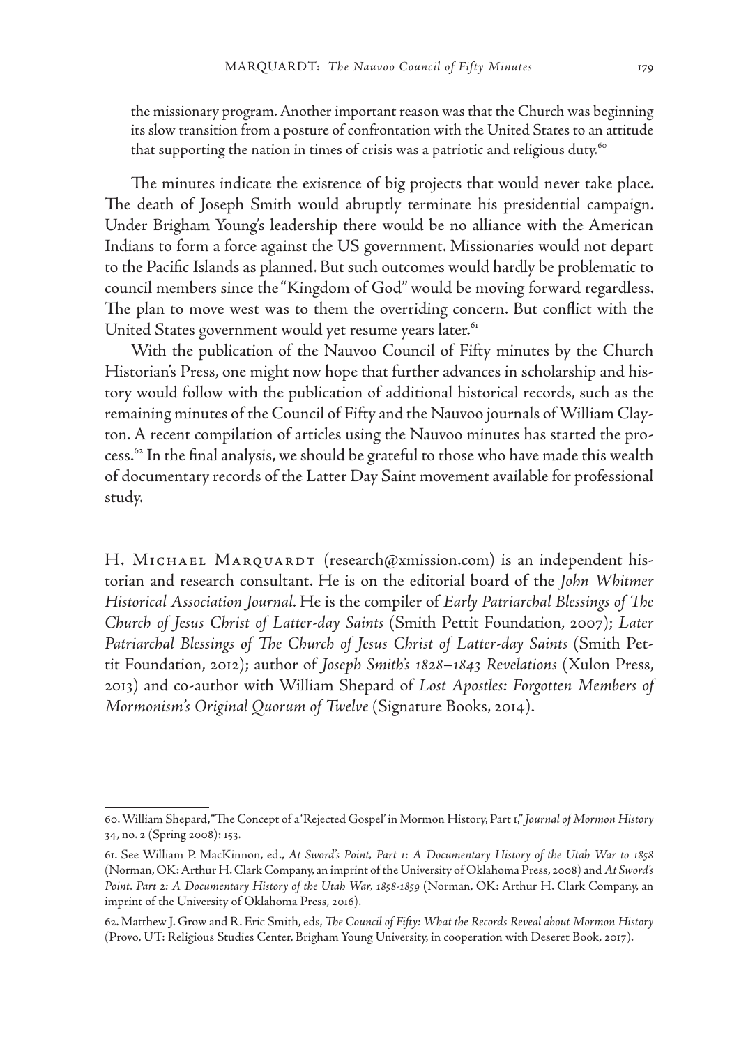the missionary program. Another important reason was that the Church was beginning its slow transition from a posture of confrontation with the United States to an attitude that supporting the nation in times of crisis was a patriotic and religious duty.[60]

The minutes indicate the existence of big projects that would never take place. The death of Joseph Smith would abruptly terminate his presidential campaign. Under Brigham Young's leadership there would be no alliance with the American Indians to form a force against the US government. Missionaries would not depart to the Pacific Islands as planned. But such outcomes would hardly be problematic to council members since the "Kingdom of God" would be moving forward regardless. The plan to move west was to them the overriding concern. But conflict with the United States government would yet resume years later.[61]

With the publication of the Nauvoo Council of Fifty minutes by the Church Historian's Press, one might now hope that further advances in scholarship and history would follow with the publication of additional historical records, such as the remaining minutes of the Council of Fifty and the Nauvoo journals of William Clayton. A recent compilation of articles using the Nauvoo minutes has started the process.[62] In the final analysis, we should be grateful to those who have made this wealth of documentary records of the Latter Day Saint movement available for professional study.

H. Michael Marquardt (research@xmission.com) is an independent historian and research consultant. He is on the editorial board of the *John Whitmer Historical Association Journal*. He is the compiler of *Early Patriarchal Blessings of The Church of Jesus Christ of Latter-day Saints* (Smith Pettit Foundation, 2007); *Later Patriarchal Blessings of The Church of Jesus Christ of Latter-day Saints* (Smith Pettit Foundation, 2012); author of *Joseph Smith's 1828–1843 Revelations* (Xulon Press, 2013) and co-author with William Shepard of *Lost Apostles: Forgotten Members of Mormonism's Original Quorum of Twelve* (Signature Books, 2014).

---

60. William Shepard, "The Concept of a 'Rejected Gospel' in Mormon History, Part 1," *Journal of Mormon History* 34, no. 2 (Spring 2008): 153.

61. See William P. MacKinnon, ed., *At Sword's Point, Part 1: A Documentary History of the Utah War to 1858* (Norman, OK: Arthur H. Clark Company, an imprint of the University of Oklahoma Press, 2008) and *At Sword's Point, Part 2: A Documentary History of the Utah War, 1858-1859* (Norman, OK: Arthur H. Clark Company, an imprint of the University of Oklahoma Press, 2016).

62. Matthew J. Grow and R. Eric Smith, eds, *The Council of Fifty: What the Records Reveal about Mormon History* (Provo, UT: Religious Studies Center, Brigham Young University, in cooperation with Deseret Book, 2017).